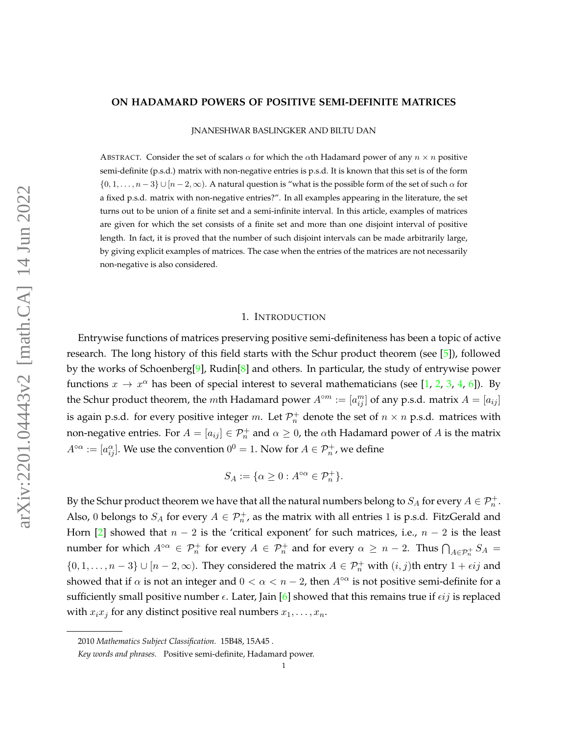# ON HADAMARD POWERS OF POSITIVE SEMI-DEFINITE MATRICES

JNANESHWAR BASLINGKER AND BILTU DAN

ABSTRACT. Consider the set of scalars $\alpha$ for which the $\alpha$th Hadamard power of any $n \times n$ positive semi-definite (p.s.d.) matrix with non-negative entries is p.s.d. It is known that this set is of the form $\{0, 1, \ldots, n-3\} \cup [n-2, \infty)$. A natural question is "what is the possible form of the set of such $\alpha$ for a fixed p.s.d. matrix with non-negative entries?". In all examples appearing in the literature, the set turns out to be union of a finite set and a semi-infinite interval. In this article, examples of matrices are given for which the set consists of a finite set and more than one disjoint interval of positive length. In fact, it is proved that the number of such disjoint intervals can be made arbitrarily large, by giving explicit examples of matrices. The case when the entries of the matrices are not necessarily non-negative is also considered.

## 1. INTRODUCTION

Entrywise functions of matrices preserving positive semi-definiteness has been a topic of active research. The long history of this field starts with the Schur product theorem (see [5]), followed by the works of Schoenberg[9], Rudin[8] and others. In particular, the study of entrywise power functions $x \to x^{\alpha}$ has been of special interest to several mathematicians (see [1, 2, 3, 4, 6]). By the Schur product theorem, the $m$th Hadamard power $A^{\circ m} := [a_{ij}^m]$ of any p.s.d. matrix $A = [a_{ij}]$ is again p.s.d. for every positive integer $m$. Let $\mathcal{P}_n^+$ denote the set of $n \times n$ p.s.d. matrices with non-negative entries. For $A = [a_{ij}] \in \mathcal{P}_n^+$ and $\alpha \geq 0$, the $\alpha$th Hadamard power of $A$ is the matrix $A^{\circ\alpha} := [a_{ij}^{\alpha}]$. We use the convention $0^0 = 1$. Now for $A \in \mathcal{P}_n^+$, we define

$$S_A := \{\alpha \geq 0 : A^{\circ\alpha} \in \mathcal{P}_n^+\}.$$

By the Schur product theorem we have that all the natural numbers belong to $S_A$ for every $A \in \mathcal{P}_n^+$. Also, 0 belongs to $S_A$ for every $A \in \mathcal{P}_n^+$, as the matrix with all entries 1 is p.s.d. FitzGerald and Horn [2] showed that $n-2$ is the 'critical exponent' for such matrices, i.e., $n-2$ is the least number for which $A^{\circ\alpha} \in \mathcal{P}_n^+$ for every $A \in \mathcal{P}_n^+$ and for every $\alpha \geq n-2$. Thus $\bigcap_{A \in \mathcal{P}_n^+} S_A = \{0, 1, \ldots, n-3\} \cup [n-2, \infty)$. They considered the matrix $A \in \mathcal{P}_n^+$ with $(i, j)$th entry $1 + \epsilon ij$ and showed that if $\alpha$ is not an integer and $0 < \alpha < n-2$, then $A^{\circ\alpha}$ is not positive semi-definite for a sufficiently small positive number $\epsilon$. Later, Jain [6] showed that this remains true if $\epsilon ij$ is replaced with $x_i x_j$ for any distinct positive real numbers $x_1, \ldots, x_n$.

---

2010 *Mathematics Subject Classification.* 15B48, 15A45 .

*Key words and phrases.* Positive semi-definite, Hadamard power.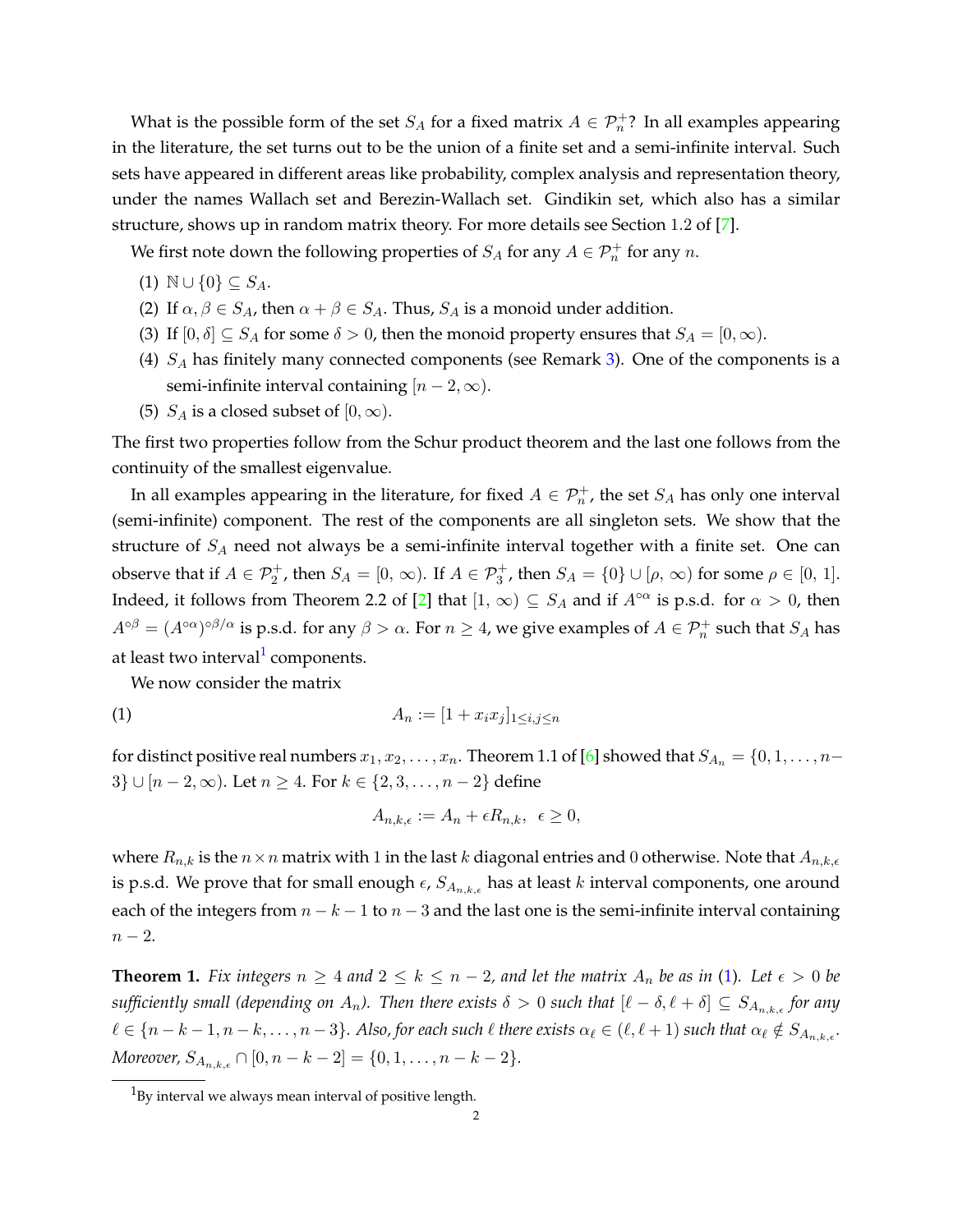What is the possible form of the set $S_A$ for a fixed matrix $A \in \mathcal{P}_n^+$? In all examples appearing in the literature, the set turns out to be the union of a finite set and a semi-infinite interval. Such sets have appeared in different areas like probability, complex analysis and representation theory, under the names Wallach set and Berezin-Wallach set. Gindikin set, which also has a similar structure, shows up in random matrix theory. For more details see Section 1.2 of [7].

We first note down the following properties of $S_A$ for any $A \in \mathcal{P}_n^+$ for any $n$.

(1) $\mathbb{N} \cup \{0\} \subseteq S_A$.
(2) If $\alpha, \beta \in S_A$, then $\alpha + \beta \in S_A$. Thus, $S_A$ is a monoid under addition.
(3) If $[0, \delta] \subseteq S_A$ for some $\delta > 0$, then the monoid property ensures that $S_A = [0, \infty)$.
(4) $S_A$ has finitely many connected components (see Remark 3). One of the components is a semi-infinite interval containing $[n-2, \infty)$.
(5) $S_A$ is a closed subset of $[0, \infty)$.

The first two properties follow from the Schur product theorem and the last one follows from the continuity of the smallest eigenvalue.

In all examples appearing in the literature, for fixed $A \in \mathcal{P}_n^+$, the set $S_A$ has only one interval (semi-infinite) component. The rest of the components are all singleton sets. We show that the structure of $S_A$ need not always be a semi-infinite interval together with a finite set. One can observe that if $A \in \mathcal{P}_2^+$, then $S_A = [0, \infty)$. If $A \in \mathcal{P}_3^+$, then $S_A = \{0\} \cup [\rho, \infty)$ for some $\rho \in [0, 1]$. Indeed, it follows from Theorem 2.2 of [2] that $[1, \infty) \subseteq S_A$ and if $A^{\circ\alpha}$ is p.s.d. for $\alpha > 0$, then $A^{\circ\beta} = (A^{\circ\alpha})^{\circ\beta/\alpha}$ is p.s.d. for any $\beta > \alpha$. For $n \geq 4$, we give examples of $A \in \mathcal{P}_n^+$ such that $S_A$ has at least two interval[1] components.

We now consider the matrix

$$A_n := [1 + x_i x_j]_{1 \leq i,j \leq n} \tag{1}$$

for distinct positive real numbers $x_1, x_2, \ldots, x_n$. Theorem 1.1 of [6] showed that $S_{A_n} = \{0, 1, \ldots, n-3\} \cup [n-2, \infty)$. Let $n \geq 4$. For $k \in \{2, 3, \ldots, n-2\}$ define

$$A_{n,k,\epsilon} := A_n + \epsilon R_{n,k}, \quad \epsilon \geq 0,$$

where $R_{n,k}$ is the $n \times n$ matrix with 1 in the last $k$ diagonal entries and 0 otherwise. Note that $A_{n,k,\epsilon}$ is p.s.d. We prove that for small enough $\epsilon$, $S_{A_{n,k,\epsilon}}$ has at least $k$ interval components, one around each of the integers from $n-k-1$ to $n-3$ and the last one is the semi-infinite interval containing $n-2$.

**Theorem 1.** *Fix integers $n \geq 4$ and $2 \leq k \leq n-2$, and let the matrix $A_n$ be as in (1). Let $\epsilon > 0$ be sufficiently small (depending on $A_n$). Then there exists $\delta > 0$ such that $[\ell - \delta, \ell + \delta] \subseteq S_{A_{n,k,\epsilon}}$ for any $\ell \in \{n-k-1, n-k, \ldots, n-3\}$. Also, for each such $\ell$ there exists $\alpha_\ell \in (\ell, \ell+1)$ such that $\alpha_\ell \notin S_{A_{n,k,\epsilon}}$. Moreover, $S_{A_{n,k,\epsilon}} \cap [0, n-k-2] = \{0, 1, \ldots, n-k-2\}$.*

[1] By interval we always mean interval of positive length.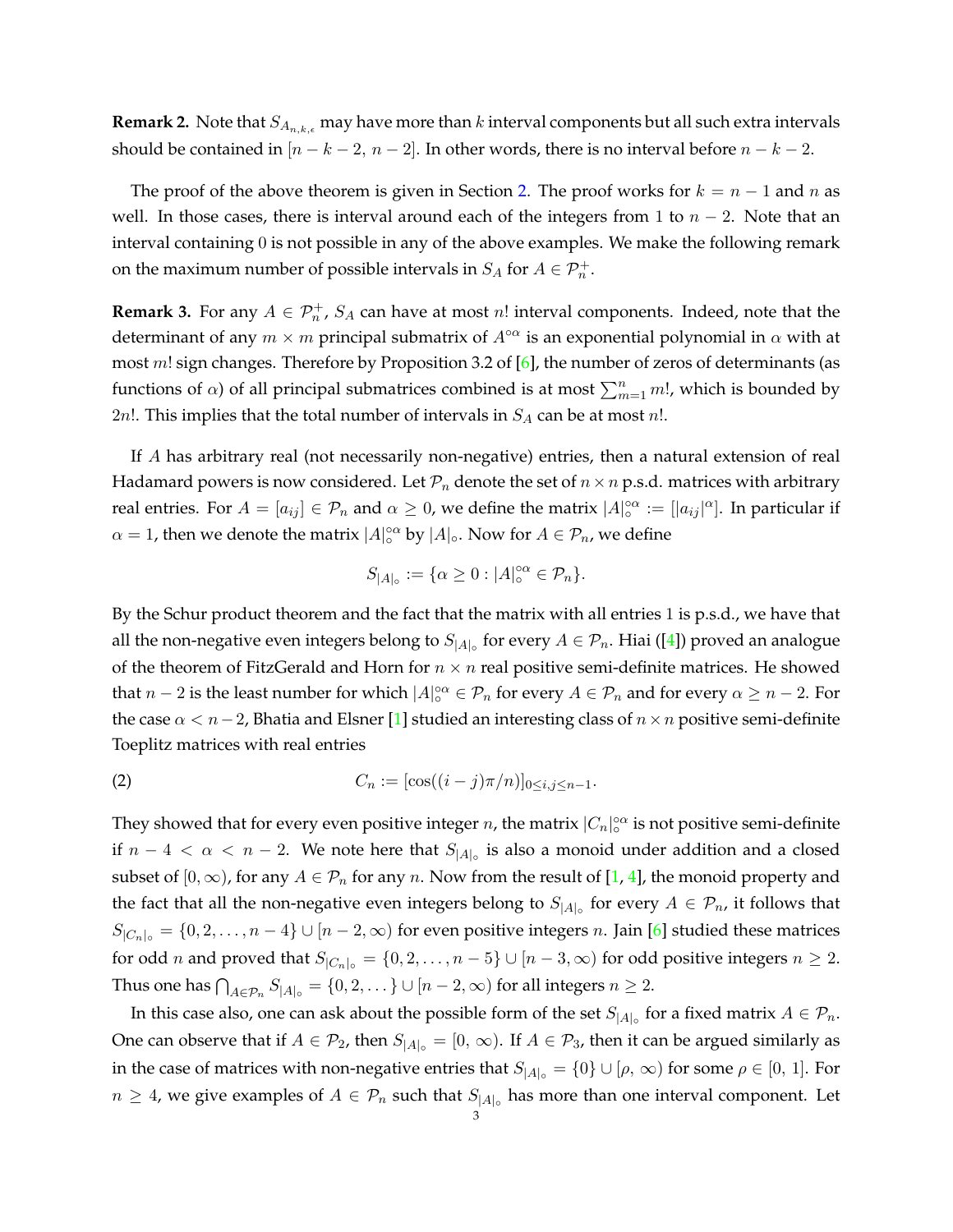**Remark 2.** Note that $S_{A_{n,k,\epsilon}}$ may have more than $k$ interval components but all such extra intervals should be contained in $[n-k-2,\, n-2]$. In other words, there is no interval before $n-k-2$.

The proof of the above theorem is given in Section 2. The proof works for $k = n-1$ and $n$ as well. In those cases, there is interval around each of the integers from 1 to $n-2$. Note that an interval containing 0 is not possible in any of the above examples. We make the following remark on the maximum number of possible intervals in $S_A$ for $A \in \mathcal{P}_n^+$.

**Remark 3.** For any $A \in \mathcal{P}_n^+$, $S_A$ can have at most $n!$ interval components. Indeed, note that the determinant of any $m \times m$ principal submatrix of $A^{\circ\alpha}$ is an exponential polynomial in $\alpha$ with at most $m!$ sign changes. Therefore by Proposition 3.2 of [6], the number of zeros of determinants (as functions of $\alpha$) of all principal submatrices combined is at most $\sum_{m=1}^{n} m!$, which is bounded by $2n!$. This implies that the total number of intervals in $S_A$ can be at most $n!$.

If $A$ has arbitrary real (not necessarily non-negative) entries, then a natural extension of real Hadamard powers is now considered. Let $\mathcal{P}_n$ denote the set of $n \times n$ p.s.d. matrices with arbitrary real entries. For $A = [a_{ij}] \in \mathcal{P}_n$ and $\alpha \geq 0$, we define the matrix $|A|_\circ^{\circ\alpha} := [|a_{ij}|^\alpha]$. In particular if $\alpha = 1$, then we denote the matrix $|A|_\circ^{\circ\alpha}$ by $|A|_\circ$. Now for $A \in \mathcal{P}_n$, we define

$$S_{|A|_\circ} := \{\alpha \geq 0 : |A|_\circ^{\circ\alpha} \in \mathcal{P}_n\}.$$

By the Schur product theorem and the fact that the matrix with all entries 1 is p.s.d., we have that all the non-negative even integers belong to $S_{|A|_\circ}$ for every $A \in \mathcal{P}_n$. Hiai ([4]) proved an analogue of the theorem of FitzGerald and Horn for $n \times n$ real positive semi-definite matrices. He showed that $n-2$ is the least number for which $|A|_\circ^{\circ\alpha} \in \mathcal{P}_n$ for every $A \in \mathcal{P}_n$ and for every $\alpha \geq n-2$. For the case $\alpha < n-2$, Bhatia and Elsner [1] studied an interesting class of $n \times n$ positive semi-definite Toeplitz matrices with real entries

$$C_n := [\cos((i-j)\pi/n)]_{0 \leq i,j \leq n-1}. \tag{2}$$

They showed that for every even positive integer $n$, the matrix $|C_n|_\circ^{\circ\alpha}$ is not positive semi-definite if $n-4 < \alpha < n-2$. We note here that $S_{|A|_\circ}$ is also a monoid under addition and a closed subset of $[0, \infty)$, for any $A \in \mathcal{P}_n$ for any $n$. Now from the result of [1, 4], the monoid property and the fact that all the non-negative even integers belong to $S_{|A|_\circ}$ for every $A \in \mathcal{P}_n$, it follows that $S_{|C_n|_\circ} = \{0, 2, \ldots, n-4\} \cup [n-2, \infty)$ for even positive integers $n$. Jain [6] studied these matrices for odd $n$ and proved that $S_{|C_n|_\circ} = \{0, 2, \ldots, n-5\} \cup [n-3, \infty)$ for odd positive integers $n \geq 2$. Thus one has $\bigcap_{A \in \mathcal{P}_n} S_{|A|_\circ} = \{0, 2, \ldots\} \cup [n-2, \infty)$ for all integers $n \geq 2$.

In this case also, one can ask about the possible form of the set $S_{|A|_\circ}$ for a fixed matrix $A \in \mathcal{P}_n$. One can observe that if $A \in \mathcal{P}_2$, then $S_{|A|_\circ} = [0, \infty)$. If $A \in \mathcal{P}_3$, then it can be argued similarly as in the case of matrices with non-negative entries that $S_{|A|_\circ} = \{0\} \cup [\rho, \infty)$ for some $\rho \in [0, 1]$. For $n \geq 4$, we give examples of $A \in \mathcal{P}_n$ such that $S_{|A|_\circ}$ has more than one interval component. Let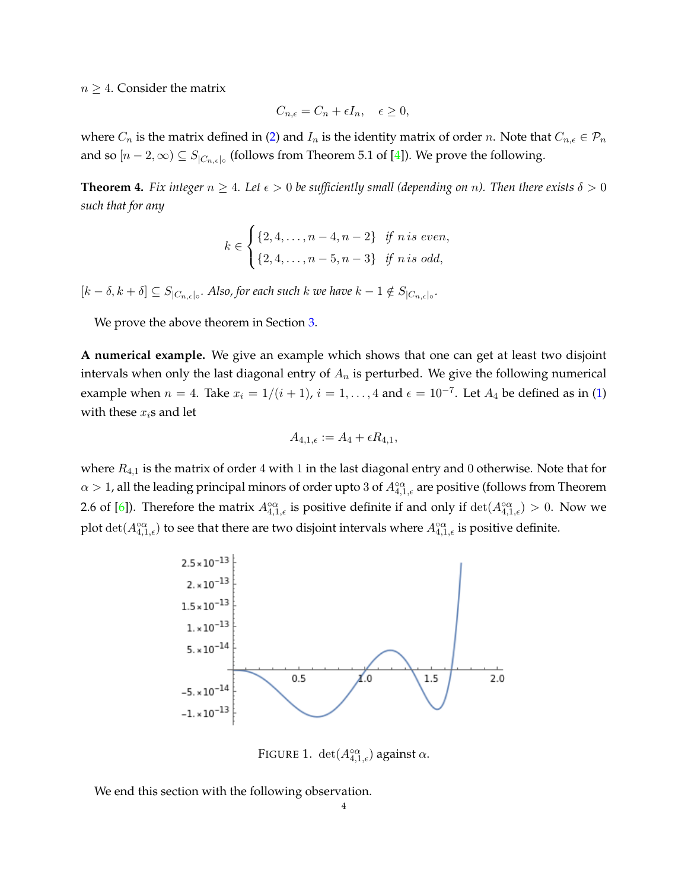$n \geq 4$. Consider the matrix

$$C_{n,\epsilon} = C_n + \epsilon I_n, \quad \epsilon \geq 0,$$

where $C_n$ is the matrix defined in (2) and $I_n$ is the identity matrix of order $n$. Note that $C_{n,\epsilon} \in \mathcal{P}_n$ and so $[n-2, \infty) \subseteq S_{|C_{n,\epsilon}|_\circ}$ (follows from Theorem 5.1 of [4]). We prove the following.

**Theorem 4.** *Fix integer $n \geq 4$. Let $\epsilon > 0$ be sufficiently small (depending on $n$). Then there exists $\delta > 0$ such that for any*

$$k \in \begin{cases} \{2, 4, \ldots, n-4, n-2\} & \text{if } n \text{ is even}, \\ \{2, 4, \ldots, n-5, n-3\} & \text{if } n \text{ is odd}, \end{cases}$$

$[k-\delta, k+\delta] \subseteq S_{|C_{n,\epsilon}|_\circ}$*. Also, for each such $k$ we have $k-1 \notin S_{|C_{n,\epsilon}|_\circ}$.*

We prove the above theorem in Section 3.

**A numerical example.** We give an example which shows that one can get at least two disjoint intervals when only the last diagonal entry of $A_n$ is perturbed. We give the following numerical example when $n = 4$. Take $x_i = 1/(i+1)$, $i = 1, \ldots, 4$ and $\epsilon = 10^{-7}$. Let $A_4$ be defined as in (1) with these $x_i$s and let

$$A_{4,1,\epsilon} := A_4 + \epsilon R_{4,1},$$

where $R_{4,1}$ is the matrix of order 4 with 1 in the last diagonal entry and 0 otherwise. Note that for $\alpha > 1$, all the leading principal minors of order upto 3 of $A_{4,1,\epsilon}^{\circ\alpha}$ are positive (follows from Theorem 2.6 of [6]). Therefore the matrix $A_{4,1,\epsilon}^{\circ\alpha}$ is positive definite if and only if $\det(A_{4,1,\epsilon}^{\circ\alpha}) > 0$. Now we plot $\det(A_{4,1,\epsilon}^{\circ\alpha})$ to see that there are two disjoint intervals where $A_{4,1,\epsilon}^{\circ\alpha}$ is positive definite.

FIGURE 1. $\det(A_{4,1,\epsilon}^{\circ\alpha})$ against $\alpha$.

We end this section with the following observation.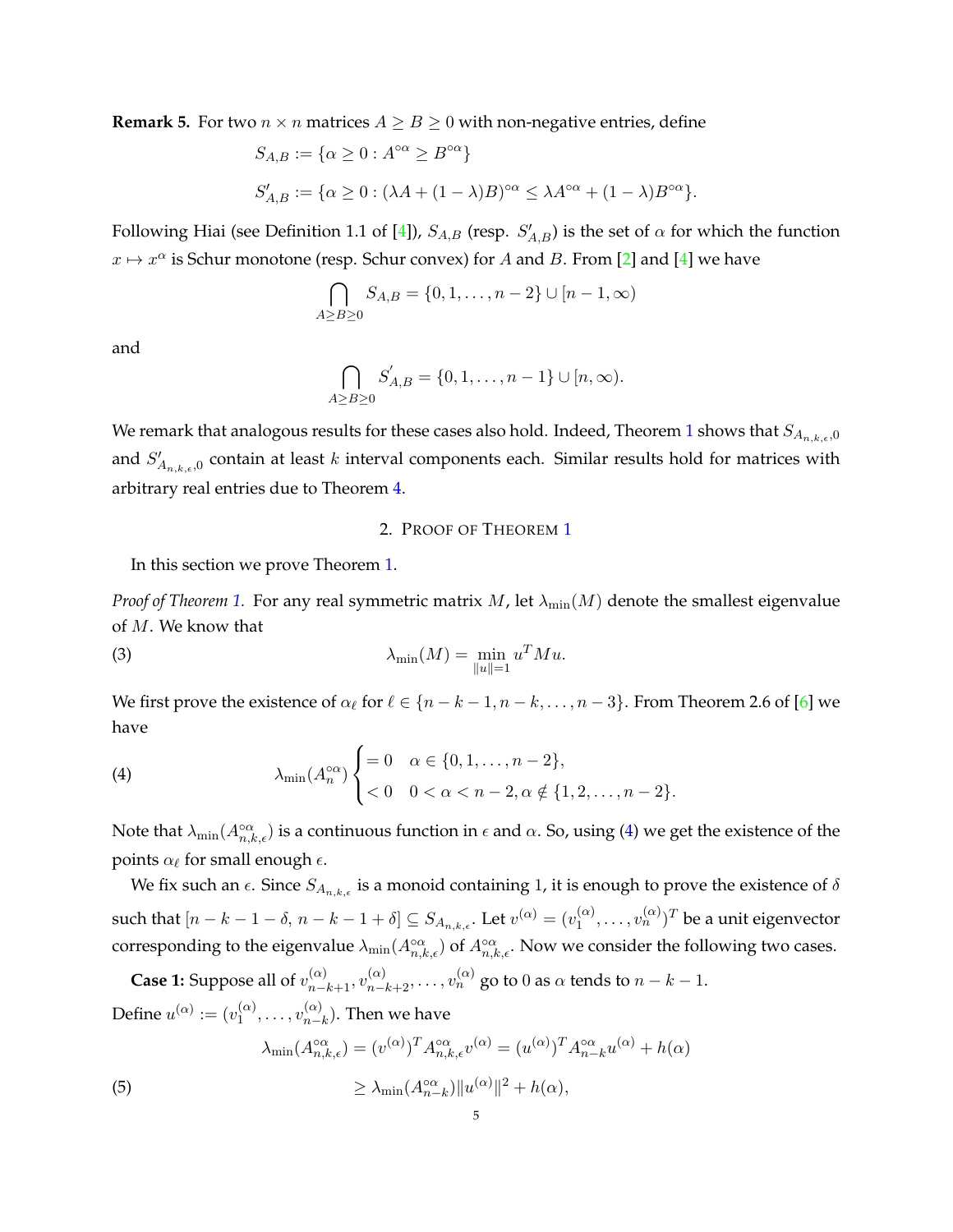**Remark 5.** For two $n \times n$ matrices $A \geq B \geq 0$ with non-negative entries, define

$$S_{A,B} := \{\alpha \geq 0 : A^{\circ\alpha} \geq B^{\circ\alpha}\}$$

$$S'_{A,B} := \{\alpha \geq 0 : (\lambda A + (1-\lambda)B)^{\circ\alpha} \leq \lambda A^{\circ\alpha} + (1-\lambda)B^{\circ\alpha}\}.$$

Following Hiai (see Definition 1.1 of [4]), $S_{A,B}$ (resp. $S'_{A,B}$) is the set of $\alpha$ for which the function $x \mapsto x^\alpha$ is Schur monotone (resp. Schur convex) for $A$ and $B$. From [2] and [4] we have

$$\bigcap_{A \geq B \geq 0} S_{A,B} = \{0, 1, \ldots, n-2\} \cup [n-1, \infty)$$

and

$$\bigcap_{A \geq B \geq 0} S'_{A,B} = \{0, 1, \ldots, n-1\} \cup [n, \infty).$$

We remark that analogous results for these cases also hold. Indeed, Theorem 1 shows that $S_{A_{n,k,\epsilon},0}$ and $S'_{A_{n,k,\epsilon},0}$ contain at least $k$ interval components each. Similar results hold for matrices with arbitrary real entries due to Theorem 4.

## 2. Proof of Theorem 1

In this section we prove Theorem 1.

*Proof of Theorem 1.* For any real symmetric matrix $M$, let $\lambda_{\min}(M)$ denote the smallest eigenvalue of $M$. We know that

$$\lambda_{\min}(M) = \min_{\|u\|=1} u^T M u. \tag{3}$$

We first prove the existence of $\alpha_\ell$ for $\ell \in \{n-k-1, n-k, \ldots, n-3\}$. From Theorem 2.6 of [6] we have

$$\lambda_{\min}(A_n^{\circ\alpha}) \begin{cases} = 0 & \alpha \in \{0, 1, \ldots, n-2\}, \\ < 0 & 0 < \alpha < n-2, \alpha \notin \{1, 2, \ldots, n-2\}. \end{cases} \tag{4}$$

Note that $\lambda_{\min}(A_{n,k,\epsilon}^{\circ\alpha})$ is a continuous function in $\epsilon$ and $\alpha$. So, using (4) we get the existence of the points $\alpha_\ell$ for small enough $\epsilon$.

We fix such an $\epsilon$. Since $S_{A_{n,k,\epsilon}}$ is a monoid containing 1, it is enough to prove the existence of $\delta$ such that $[n-k-1-\delta,\ n-k-1+\delta] \subseteq S_{A_{n,k,\epsilon}}$. Let $v^{(\alpha)} = (v_1^{(\alpha)}, \ldots, v_n^{(\alpha)})^T$ be a unit eigenvector corresponding to the eigenvalue $\lambda_{\min}(A_{n,k,\epsilon}^{\circ\alpha})$ of $A_{n,k,\epsilon}^{\circ\alpha}$. Now we consider the following two cases.

**Case 1:** Suppose all of $v_{n-k+1}^{(\alpha)}, v_{n-k+2}^{(\alpha)}, \ldots, v_n^{(\alpha)}$ go to 0 as $\alpha$ tends to $n-k-1$.
Define $u^{(\alpha)} := (v_1^{(\alpha)}, \ldots, v_{n-k}^{(\alpha)})$. Then we have

$$\begin{aligned} \lambda_{\min}(A_{n,k,\epsilon}^{\circ\alpha}) &= (v^{(\alpha)})^T A_{n,k,\epsilon}^{\circ\alpha} v^{(\alpha)} = (u^{(\alpha)})^T A_{n-k}^{\circ\alpha} u^{(\alpha)} + h(\alpha) \\ &\geq \lambda_{\min}(A_{n-k}^{\circ\alpha}) \|u^{(\alpha)}\|^2 + h(\alpha), \end{aligned} \tag{5}$$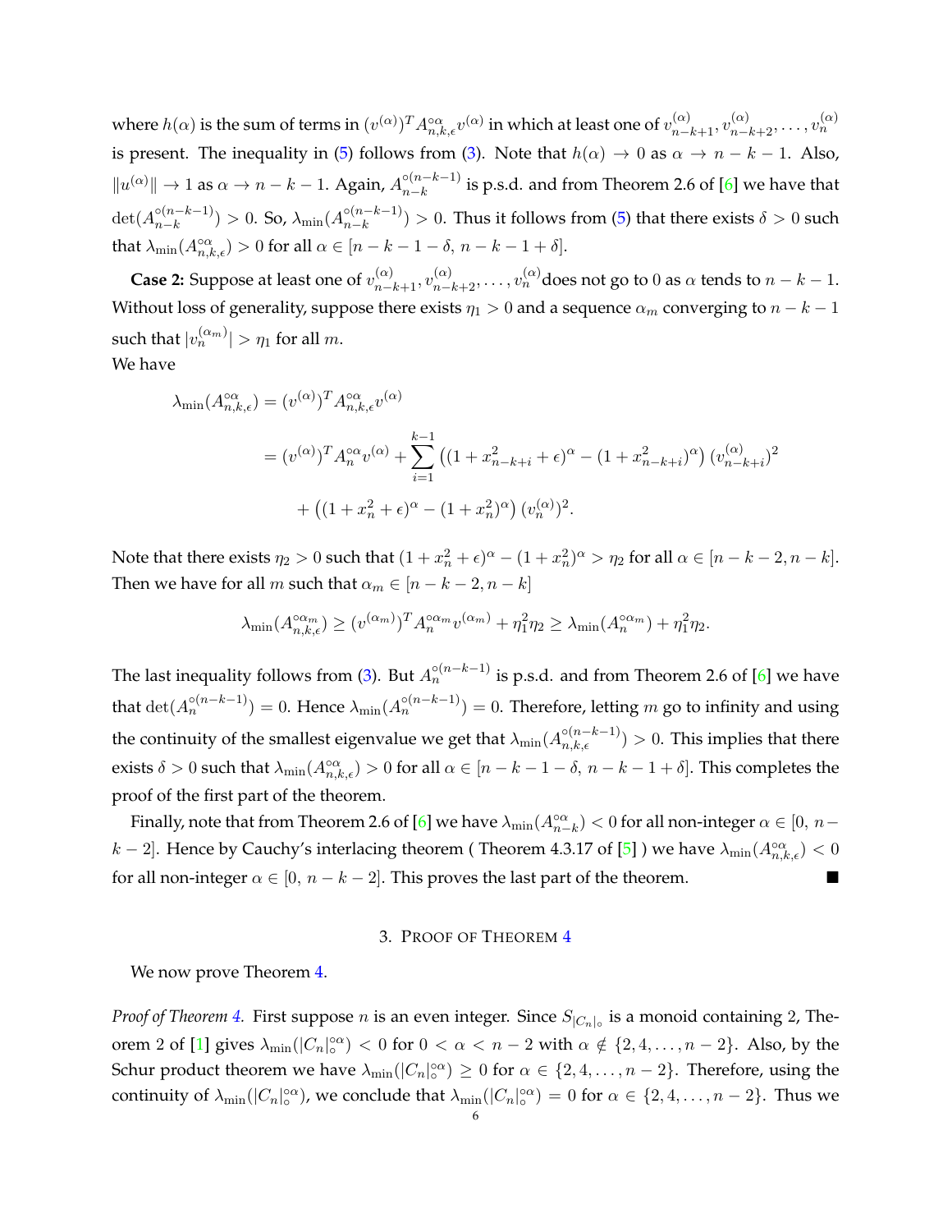where $h(\alpha)$ is the sum of terms in $(v^{(\alpha)})^T A_{n,k,\epsilon}^{\circ\alpha} v^{(\alpha)}$ in which at least one of $v_{n-k+1}^{(\alpha)}, v_{n-k+2}^{(\alpha)}, \ldots, v_n^{(\alpha)}$ is present. The inequality in (5) follows from (3). Note that $h(\alpha) \to 0$ as $\alpha \to n-k-1$. Also, $\|u^{(\alpha)}\| \to 1$ as $\alpha \to n-k-1$. Again, $A_{n-k}^{\circ(n-k-1)}$ is p.s.d. and from Theorem 2.6 of [6] we have that $\det(A_{n-k}^{\circ(n-k-1)}) > 0$. So, $\lambda_{\min}(A_{n-k}^{\circ(n-k-1)}) > 0$. Thus it follows from (5) that there exists $\delta > 0$ such that $\lambda_{\min}(A_{n,k,\epsilon}^{\circ\alpha}) > 0$ for all $\alpha \in [n-k-1-\delta,\, n-k-1+\delta]$.

**Case 2:** Suppose at least one of $v_{n-k+1}^{(\alpha)}, v_{n-k+2}^{(\alpha)}, \ldots, v_n^{(\alpha)}$does not go to 0 as $\alpha$ tends to $n-k-1$. Without loss of generality, suppose there exists $\eta_1 > 0$ and a sequence $\alpha_m$ converging to $n-k-1$ such that $|v_n^{(\alpha_m)}| > \eta_1$ for all $m$.
We have

$$
\begin{aligned}
\lambda_{\min}(A_{n,k,\epsilon}^{\circ\alpha}) &= (v^{(\alpha)})^T A_{n,k,\epsilon}^{\circ\alpha} v^{(\alpha)} \\
&= (v^{(\alpha)})^T A_n^{\circ\alpha} v^{(\alpha)} + \sum_{i=1}^{k-1} \left( (1 + x_{n-k+i}^2 + \epsilon)^\alpha - (1 + x_{n-k+i}^2)^\alpha \right) (v_{n-k+i}^{(\alpha)})^2 \\
&\quad + \left( (1 + x_n^2 + \epsilon)^\alpha - (1 + x_n^2)^\alpha \right) (v_n^{(\alpha)})^2.
\end{aligned}
$$

Note that there exists $\eta_2 > 0$ such that $(1 + x_n^2 + \epsilon)^\alpha - (1 + x_n^2)^\alpha > \eta_2$ for all $\alpha \in [n-k-2, n-k]$. Then we have for all $m$ such that $\alpha_m \in [n-k-2, n-k]$

$$
\lambda_{\min}(A_{n,k,\epsilon}^{\circ\alpha_m}) \geq (v^{(\alpha_m)})^T A_n^{\circ\alpha_m} v^{(\alpha_m)} + \eta_1^2 \eta_2 \geq \lambda_{\min}(A_n^{\circ\alpha_m}) + \eta_1^2 \eta_2.
$$

The last inequality follows from (3). But $A_n^{\circ(n-k-1)}$ is p.s.d. and from Theorem 2.6 of [6] we have that $\det(A_n^{\circ(n-k-1)}) = 0$. Hence $\lambda_{\min}(A_n^{\circ(n-k-1)}) = 0$. Therefore, letting $m$ go to infinity and using the continuity of the smallest eigenvalue we get that $\lambda_{\min}(A_{n,k,\epsilon}^{\circ(n-k-1)}) > 0$. This implies that there exists $\delta > 0$ such that $\lambda_{\min}(A_{n,k,\epsilon}^{\circ\alpha}) > 0$ for all $\alpha \in [n-k-1-\delta,\, n-k-1+\delta]$. This completes the proof of the first part of the theorem.

Finally, note that from Theorem 2.6 of [6] we have $\lambda_{\min}(A_{n-k}^{\circ\alpha}) < 0$ for all non-integer $\alpha \in [0,\, n-k-2]$. Hence by Cauchy's interlacing theorem ( Theorem 4.3.17 of [5] ) we have $\lambda_{\min}(A_{n,k,\epsilon}^{\circ\alpha}) < 0$ for all non-integer $\alpha \in [0,\, n-k-2]$. This proves the last part of the theorem. ■

## 3. Proof of Theorem 4

We now prove Theorem 4.

*Proof of Theorem 4.* First suppose $n$ is an even integer. Since $S_{|C_n|_\circ}$ is a monoid containing 2, Theorem 2 of [1] gives $\lambda_{\min}(|C_n|_\circ^{\circ\alpha}) < 0$ for $0 < \alpha < n-2$ with $\alpha \notin \{2, 4, \ldots, n-2\}$. Also, by the Schur product theorem we have $\lambda_{\min}(|C_n|_\circ^{\circ\alpha}) \geq 0$ for $\alpha \in \{2, 4, \ldots, n-2\}$. Therefore, using the continuity of $\lambda_{\min}(|C_n|_\circ^{\circ\alpha})$, we conclude that $\lambda_{\min}(|C_n|_\circ^{\circ\alpha}) = 0$ for $\alpha \in \{2, 4, \ldots, n-2\}$. Thus we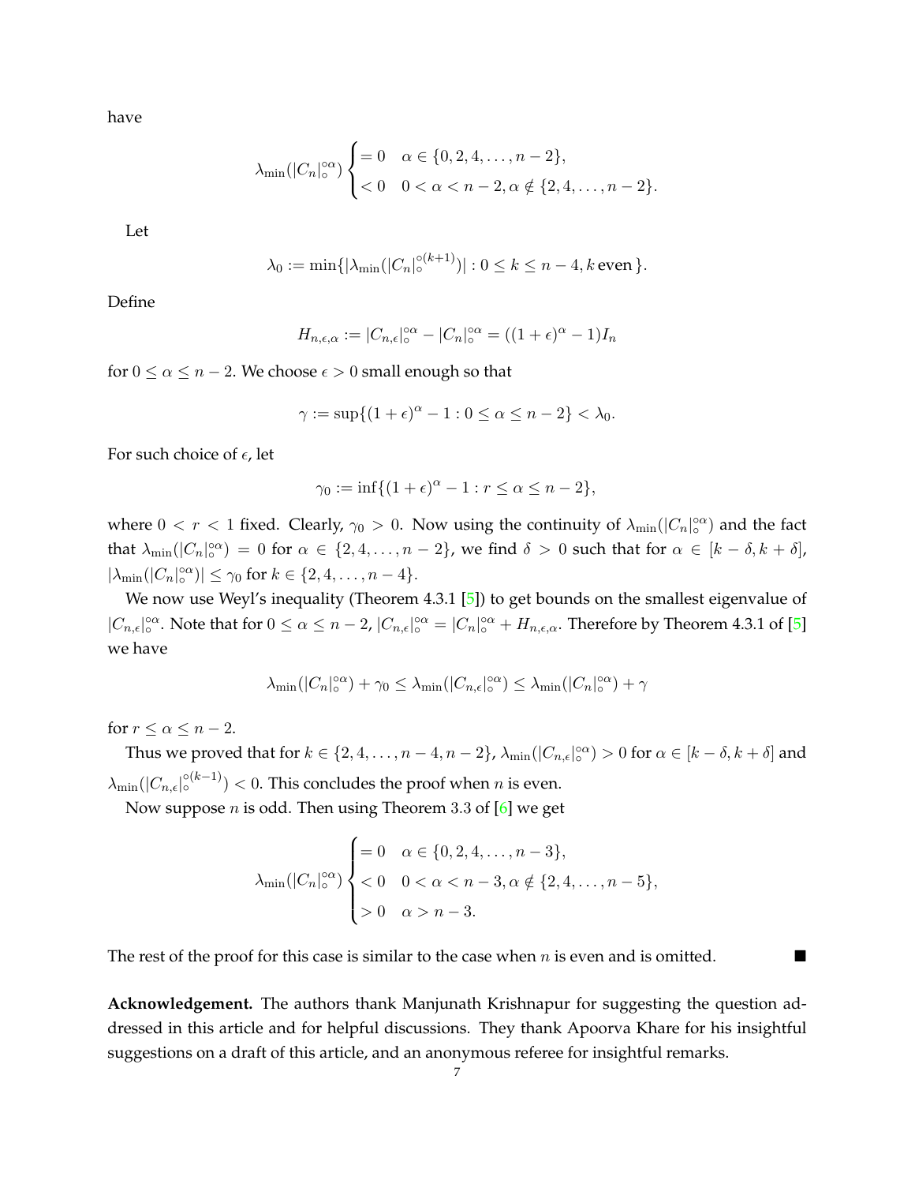have

$$
\lambda_{\min}(|C_n|_\circ^{\circ\alpha}) \begin{cases} = 0 & \alpha \in \{0, 2, 4, \ldots, n-2\}, \\ < 0 & 0 < \alpha < n-2, \alpha \notin \{2, 4, \ldots, n-2\}. \end{cases}
$$

Let

$$
\lambda_0 := \min\{|\lambda_{\min}(|C_n|_\circ^{\circ(k+1)})| : 0 \leq k \leq n-4, k \text{ even}\}.
$$

Define

$$
H_{n,\epsilon,\alpha} := |C_{n,\epsilon}|_\circ^{\circ\alpha} - |C_n|_\circ^{\circ\alpha} = ((1+\epsilon)^\alpha - 1)I_n
$$

for $0 \leq \alpha \leq n-2$. We choose $\epsilon > 0$ small enough so that

$$
\gamma := \sup\{(1+\epsilon)^\alpha - 1 : 0 \leq \alpha \leq n-2\} < \lambda_0.
$$

For such choice of $\epsilon$, let

$$
\gamma_0 := \inf\{(1+\epsilon)^\alpha - 1 : r \leq \alpha \leq n-2\},
$$

where $0 < r < 1$ fixed. Clearly, $\gamma_0 > 0$. Now using the continuity of $\lambda_{\min}(|C_n|_\circ^{\circ\alpha})$ and the fact that $\lambda_{\min}(|C_n|_\circ^{\circ\alpha}) = 0$ for $\alpha \in \{2, 4, \ldots, n-2\}$, we find $\delta > 0$ such that for $\alpha \in [k-\delta, k+\delta]$, $|\lambda_{\min}(|C_n|_\circ^{\circ\alpha})| \leq \gamma_0$ for $k \in \{2, 4, \ldots, n-4\}$.

We now use Weyl's inequality (Theorem 4.3.1 [5]) to get bounds on the smallest eigenvalue of $|C_{n,\epsilon}|_\circ^{\circ\alpha}$. Note that for $0 \leq \alpha \leq n-2$, $|C_{n,\epsilon}|_\circ^{\circ\alpha} = |C_n|_\circ^{\circ\alpha} + H_{n,\epsilon,\alpha}$. Therefore by Theorem 4.3.1 of [5] we have

$$
\lambda_{\min}(|C_n|_\circ^{\circ\alpha}) + \gamma_0 \leq \lambda_{\min}(|C_{n,\epsilon}|_\circ^{\circ\alpha}) \leq \lambda_{\min}(|C_n|_\circ^{\circ\alpha}) + \gamma
$$

for $r \leq \alpha \leq n-2$.

Thus we proved that for $k \in \{2, 4, \ldots, n-4, n-2\}$, $\lambda_{\min}(|C_{n,\epsilon}|_\circ^{\circ\alpha}) > 0$ for $\alpha \in [k-\delta, k+\delta]$ and $\lambda_{\min}(|C_{n,\epsilon}|_\circ^{\circ(k-1)}) < 0$. This concludes the proof when $n$ is even.

Now suppose $n$ is odd. Then using Theorem 3.3 of [6] we get

$$
\lambda_{\min}(|C_n|_\circ^{\circ\alpha}) \begin{cases} = 0 & \alpha \in \{0, 2, 4, \ldots, n-3\}, \\ < 0 & 0 < \alpha < n-3, \alpha \notin \{2, 4, \ldots, n-5\}, \\ > 0 & \alpha > n-3. \end{cases}
$$

The rest of the proof for this case is similar to the case when $n$ is even and is omitted. ∎

**Acknowledgement.** The authors thank Manjunath Krishnapur for suggesting the question addressed in this article and for helpful discussions. They thank Apoorva Khare for his insightful suggestions on a draft of this article, and an anonymous referee for insightful remarks.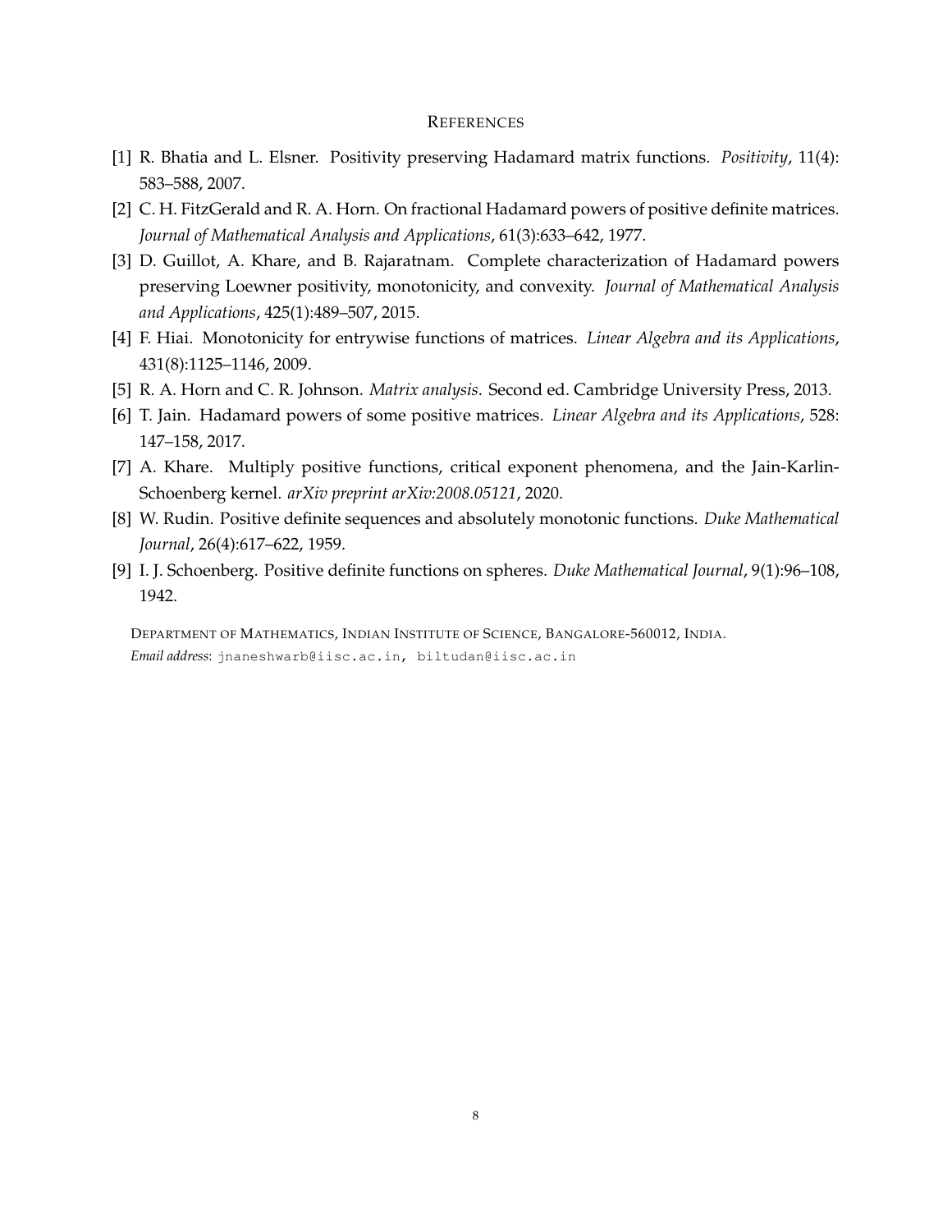## REFERENCES

[1] R. Bhatia and L. Elsner. Positivity preserving Hadamard matrix functions. *Positivity*, 11(4): 583–588, 2007.

[2] C. H. FitzGerald and R. A. Horn. On fractional Hadamard powers of positive definite matrices. *Journal of Mathematical Analysis and Applications*, 61(3):633–642, 1977.

[3] D. Guillot, A. Khare, and B. Rajaratnam. Complete characterization of Hadamard powers preserving Loewner positivity, monotonicity, and convexity. *Journal of Mathematical Analysis and Applications*, 425(1):489–507, 2015.

[4] F. Hiai. Monotonicity for entrywise functions of matrices. *Linear Algebra and its Applications*, 431(8):1125–1146, 2009.

[5] R. A. Horn and C. R. Johnson. *Matrix analysis*. Second ed. Cambridge University Press, 2013.

[6] T. Jain. Hadamard powers of some positive matrices. *Linear Algebra and its Applications*, 528: 147–158, 2017.

[7] A. Khare. Multiply positive functions, critical exponent phenomena, and the Jain-Karlin-Schoenberg kernel. *arXiv preprint arXiv:2008.05121*, 2020.

[8] W. Rudin. Positive definite sequences and absolutely monotonic functions. *Duke Mathematical Journal*, 26(4):617–622, 1959.

[9] I. J. Schoenberg. Positive definite functions on spheres. *Duke Mathematical Journal*, 9(1):96–108, 1942.

DEPARTMENT OF MATHEMATICS, INDIAN INSTITUTE OF SCIENCE, BANGALORE-560012, INDIA.

*Email address*: jnaneshwarb@iisc.ac.in, biltudan@iisc.ac.in